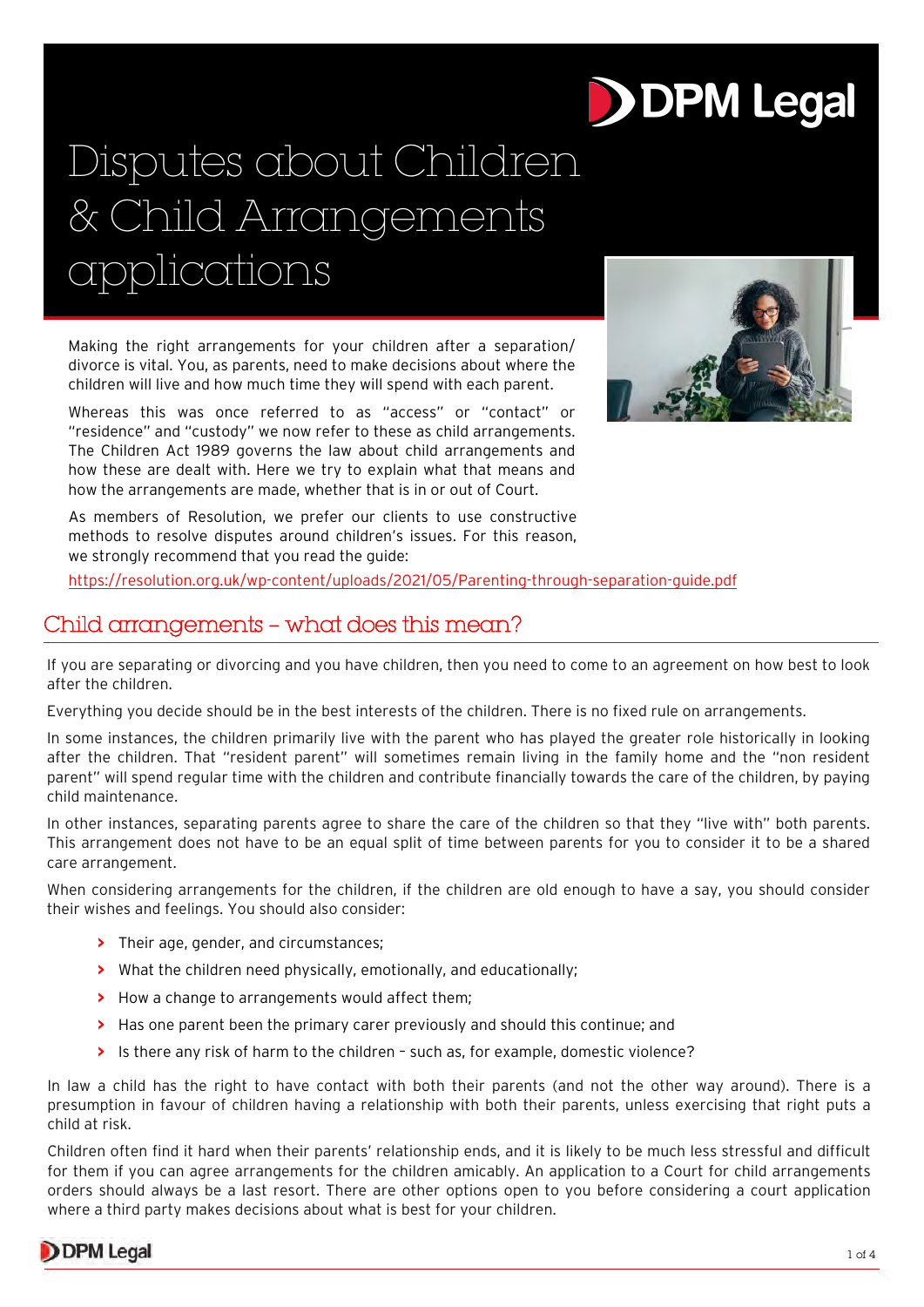# Disputes about Children & Child Arrangements applications

Making the right arrangements for your children after a separation/ divorce is vital. You, as parents, need to make decisions about where the children will live and how much time they will spend with each parent.

Whereas this was once referred to as "access" or "contact" or "residence" and "custody" we now refer to these as child arrangements. The Children Act 1989 governs the law about child arrangements and how these are dealt with. Here we try to explain what that means and how the arrangements are made, whether that is in or out of Court.

As members of Resolution, we prefer our clients to use constructive methods to resolve disputes around children's issues. For this reason, we strongly recommend that you read the guide:

https://resolution.org.uk/wp-content/uploads/2021/05/Parenting-through-separation-guide.pdf

## Child arrangements – what does this mean?

If you are separating or divorcing and you have children, then you need to come to an agreement on how best to look after the children.

Everything you decide should be in the best interests of the children. There is no fixed rule on arrangements.

In some instances, the children primarily live with the parent who has played the greater role historically in looking after the children. That "resident parent" will sometimes remain living in the family home and the "non resident parent" will spend regular time with the children and contribute financially towards the care of the children, by paying child maintenance.

In other instances, separating parents agree to share the care of the children so that they "live with" both parents. This arrangement does not have to be an equal split of time between parents for you to consider it to be a shared care arrangement.

When considering arrangements for the children, if the children are old enough to have a say, you should consider their wishes and feelings. You should also consider:

- Their age, gender, and circumstances;
- What the children need physically, emotionally, and educationally;
- How a change to arrangements would affect them;
- Has one parent been the primary carer previously and should this continue; and
- Is there any risk of harm to the children – such as, for example, domestic violence?

In law a child has the right to have contact with both their parents (and not the other way around). There is a presumption in favour of children having a relationship with both their parents, unless exercising that right puts a child at risk.

Children often find it hard when their parents' relationship ends, and it is likely to be much less stressful and difficult for them if you can agree arrangements for the children amicably. An application to a Court for child arrangements orders should always be a last resort. There are other options open to you before considering a court application where a third party makes decisions about what is best for your children.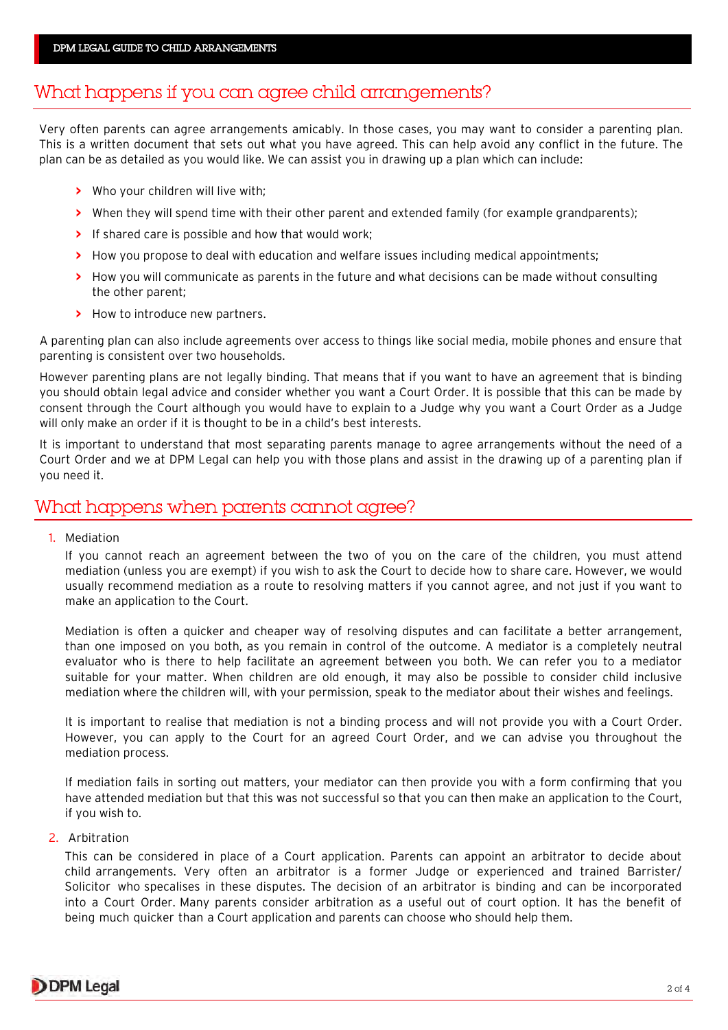## What happens if you can agree child arrangements?

Very often parents can agree arrangements amicably. In those cases, you may want to consider a parenting plan. This is a written document that sets out what you have agreed. This can help avoid any conflict in the future. The plan can be as detailed as you would like. We can assist you in drawing up a plan which can include:

- Who your children will live with;
- When they will spend time with their other parent and extended family (for example grandparents);
- If shared care is possible and how that would work;
- How you propose to deal with education and welfare issues including medical appointments;
- How you will communicate as parents in the future and what decisions can be made without consulting the other parent;
- How to introduce new partners.

A parenting plan can also include agreements over access to things like social media, mobile phones and ensure that parenting is consistent over two households.

However parenting plans are not legally binding. That means that if you want to have an agreement that is binding you should obtain legal advice and consider whether you want a Court Order. It is possible that this can be made by consent through the Court although you would have to explain to a Judge why you want a Court Order as a Judge will only make an order if it is thought to be in a child's best interests.

It is important to understand that most separating parents manage to agree arrangements without the need of a Court Order and we at DPM Legal can help you with those plans and assist in the drawing up of a parenting plan if you need it.

## What happens when parents cannot agree?

1. Mediation

   If you cannot reach an agreement between the two of you on the care of the children, you must attend mediation (unless you are exempt) if you wish to ask the Court to decide how to share care. However, we would usually recommend mediation as a route to resolving matters if you cannot agree, and not just if you want to make an application to the Court.

   Mediation is often a quicker and cheaper way of resolving disputes and can facilitate a better arrangement, than one imposed on you both, as you remain in control of the outcome. A mediator is a completely neutral evaluator who is there to help facilitate an agreement between you both. We can refer you to a mediator suitable for your matter. When children are old enough, it may also be possible to consider child inclusive mediation where the children will, with your permission, speak to the mediator about their wishes and feelings.

   It is important to realise that mediation is not a binding process and will not provide you with a Court Order. However, you can apply to the Court for an agreed Court Order, and we can advise you throughout the mediation process.

   If mediation fails in sorting out matters, your mediator can then provide you with a form confirming that you have attended mediation but that this was not successful so that you can then make an application to the Court, if you wish to.

2. Arbitration

   This can be considered in place of a Court application. Parents can appoint an arbitrator to decide about child arrangements. Very often an arbitrator is a former Judge or experienced and trained Barrister/ Solicitor who specalises in these disputes. The decision of an arbitrator is binding and can be incorporated into a Court Order. Many parents consider arbitration as a useful out of court option. It has the benefit of being much quicker than a Court application and parents can choose who should help them.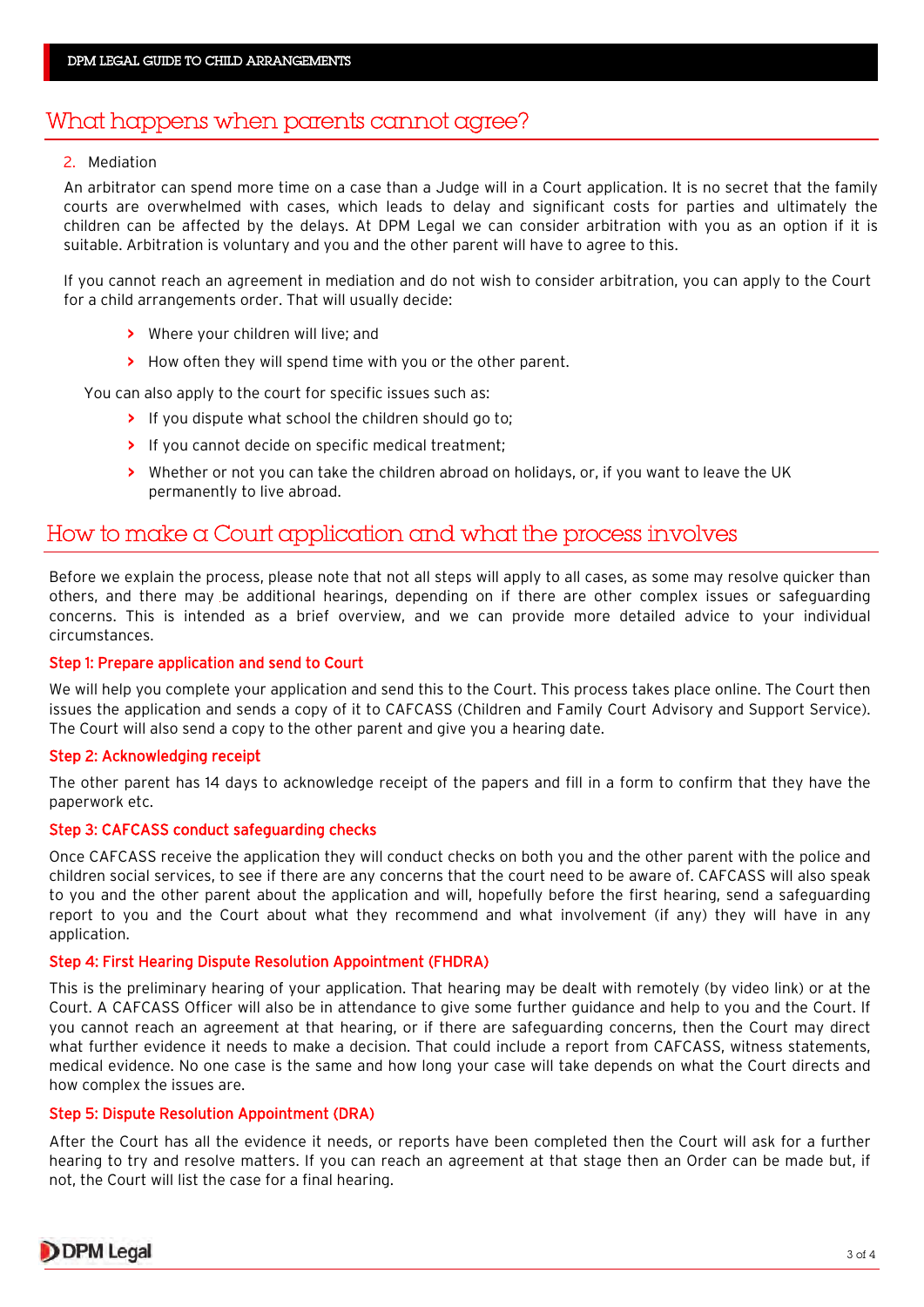## What happens when parents cannot agree?

2. Mediation

An arbitrator can spend more time on a case than a Judge will in a Court application. It is no secret that the family courts are overwhelmed with cases, which leads to delay and significant costs for parties and ultimately the children can be affected by the delays. At DPM Legal we can consider arbitration with you as an option if it is suitable. Arbitration is voluntary and you and the other parent will have to agree to this.

If you cannot reach an agreement in mediation and do not wish to consider arbitration, you can apply to the Court for a child arrangements order. That will usually decide:

- Where your children will live; and
- How often they will spend time with you or the other parent.

You can also apply to the court for specific issues such as:

- If you dispute what school the children should go to;
- If you cannot decide on specific medical treatment;
- Whether or not you can take the children abroad on holidays, or, if you want to leave the UK permanently to live abroad.

## How to make a Court application and what the process involves

Before we explain the process, please note that not all steps will apply to all cases, as some may resolve quicker than others, and there may be additional hearings, depending on if there are other complex issues or safeguarding concerns. This is intended as a brief overview, and we can provide more detailed advice to your individual circumstances.

### Step 1: Prepare application and send to Court

We will help you complete your application and send this to the Court. This process takes place online. The Court then issues the application and sends a copy of it to CAFCASS (Children and Family Court Advisory and Support Service). The Court will also send a copy to the other parent and give you a hearing date.

### Step 2: Acknowledging receipt

The other parent has 14 days to acknowledge receipt of the papers and fill in a form to confirm that they have the paperwork etc.

### Step 3: CAFCASS conduct safeguarding checks

Once CAFCASS receive the application they will conduct checks on both you and the other parent with the police and children social services, to see if there are any concerns that the court need to be aware of. CAFCASS will also speak to you and the other parent about the application and will, hopefully before the first hearing, send a safeguarding report to you and the Court about what they recommend and what involvement (if any) they will have in any application.

### Step 4: First Hearing Dispute Resolution Appointment (FHDRA)

This is the preliminary hearing of your application. That hearing may be dealt with remotely (by video link) or at the Court. A CAFCASS Officer will also be in attendance to give some further guidance and help to you and the Court. If you cannot reach an agreement at that hearing, or if there are safeguarding concerns, then the Court may direct what further evidence it needs to make a decision. That could include a report from CAFCASS, witness statements, medical evidence. No one case is the same and how long your case will take depends on what the Court directs and how complex the issues are.

### Step 5: Dispute Resolution Appointment (DRA)

After the Court has all the evidence it needs, or reports have been completed then the Court will ask for a further hearing to try and resolve matters. If you can reach an agreement at that stage then an Order can be made but, if not, the Court will list the case for a final hearing.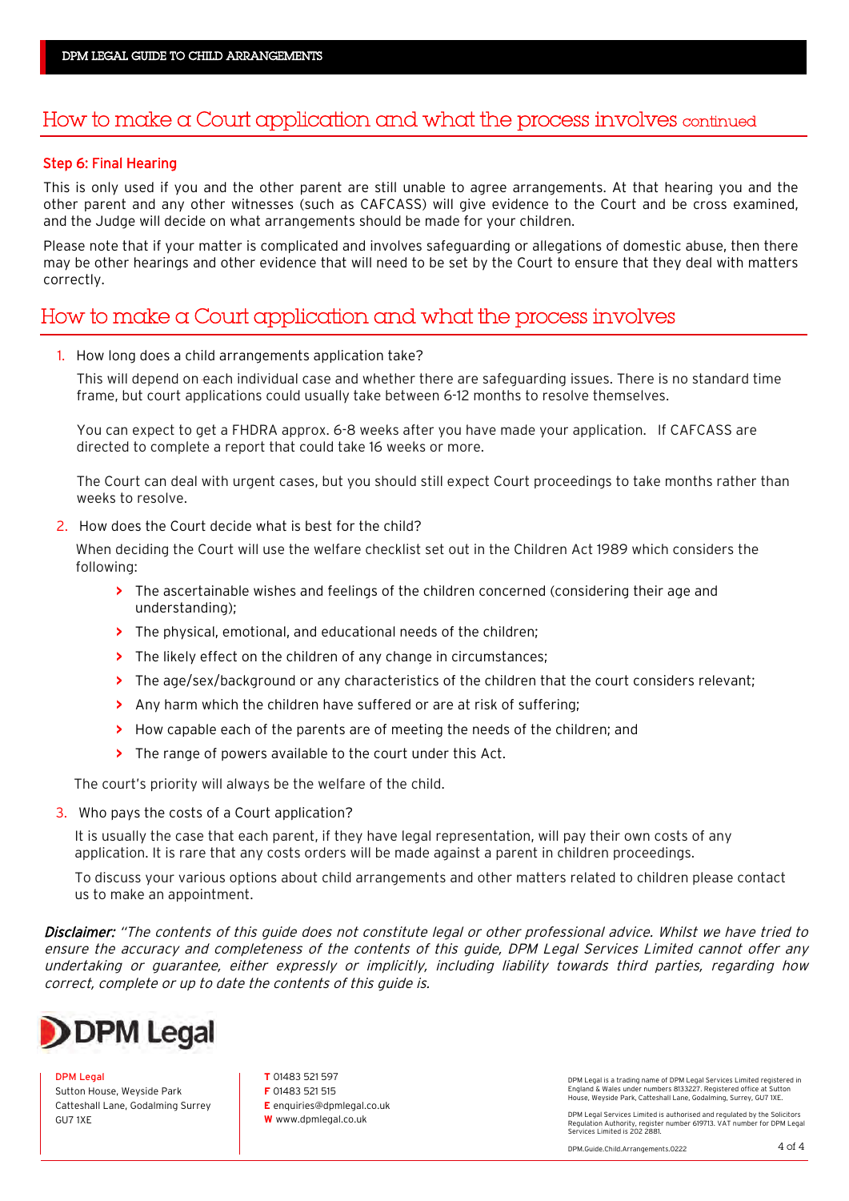## How to make a Court application and what the process involves continued

### Step 6: Final Hearing

This is only used if you and the other parent are still unable to agree arrangements. At that hearing you and the other parent and any other witnesses (such as CAFCASS) will give evidence to the Court and be cross examined, and the Judge will decide on what arrangements should be made for your children.

Please note that if your matter is complicated and involves safeguarding or allegations of domestic abuse, then there may be other hearings and other evidence that will need to be set by the Court to ensure that they deal with matters correctly.

## How to make a Court application and what the process involves

1. How long does a child arrangements application take?

   This will depend on each individual case and whether there are safeguarding issues. There is no standard time frame, but court applications could usually take between 6-12 months to resolve themselves.

   You can expect to get a FHDRA approx. 6-8 weeks after you have made your application. If CAFCASS are directed to complete a report that could take 16 weeks or more.

   The Court can deal with urgent cases, but you should still expect Court proceedings to take months rather than weeks to resolve.

2. How does the Court decide what is best for the child?

   When deciding the Court will use the welfare checklist set out in the Children Act 1989 which considers the following:

   - The ascertainable wishes and feelings of the children concerned (considering their age and understanding);
   - The physical, emotional, and educational needs of the children;
   - The likely effect on the children of any change in circumstances;
   - The age/sex/background or any characteristics of the children that the court considers relevant;
   - Any harm which the children have suffered or are at risk of suffering;
   - How capable each of the parents are of meeting the needs of the children; and
   - The range of powers available to the court under this Act.

   The court's priority will always be the welfare of the child.

3. Who pays the costs of a Court application?

   It is usually the case that each parent, if they have legal representation, will pay their own costs of any application. It is rare that any costs orders will be made against a parent in children proceedings.

   To discuss your various options about child arrangements and other matters related to children please contact us to make an appointment.

***Disclaimer:*** *"The contents of this guide does not constitute legal or other professional advice. Whilst we have tried to ensure the accuracy and completeness of the contents of this guide, DPM Legal Services Limited cannot offer any undertaking or guarantee, either expressly or implicitly, including liability towards third parties, regarding how correct, complete or up to date the contents of this guide is.*

**DPM Legal**

DPM Legal
Sutton House, Weyside Park
Catteshall Lane, Godalming Surrey
GU7 1XE

**T** 01483 521 597
**F** 01483 521 515
**E** enquiries@dpmlegal.co.uk
**W** www.dpmlegal.co.uk

DPM Legal is a trading name of DPM Legal Services Limited registered in England & Wales under numbers 8133227. Registered office at Sutton House, Weyside Park, Catteshall Lane, Godalming, Surrey, GU7 1XE.

DPM Legal Services Limited is authorised and regulated by the Solicitors Regulation Authority, register number 619713. VAT number for DPM Legal Services Limited is 202 2881.

DPM.Guide.Child.Arrangements.0222